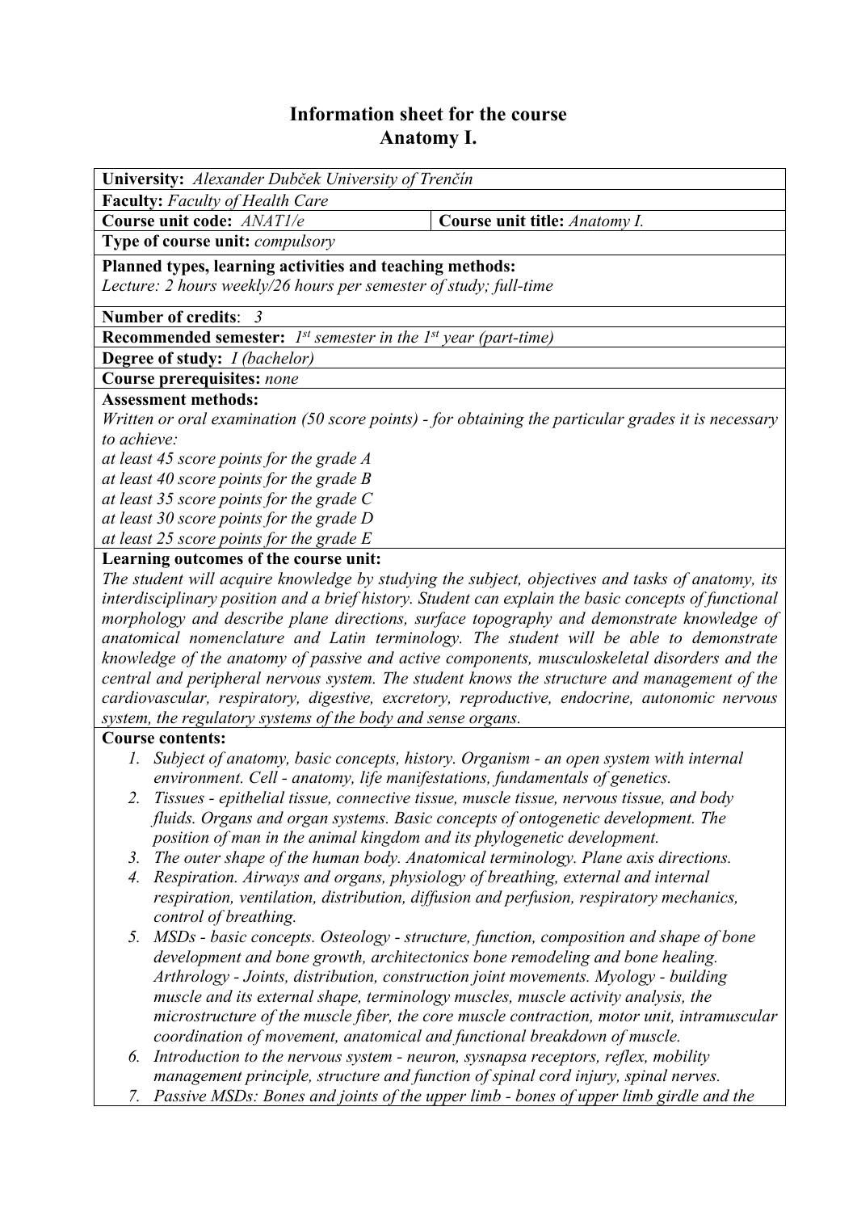# Information sheet for the course
# Anatomy I.

**University:** *Alexander Dubček University of Trenčín*

**Faculty:** *Faculty of Health Care*

| **Course unit code:** *ANAT1/e* | **Course unit title:** *Anatomy I.* |
|---|---|

**Type of course unit:** *compulsory*

**Planned types, learning activities and teaching methods:**
*Lecture: 2 hours weekly/26 hours per semester of study; full-time*

**Number of credits**: *3*

**Recommended semester:** *1st semester in the 1st year (part-time)*

**Degree of study:** *I (bachelor)*

**Course prerequisites:** *none*

**Assessment methods:**
*Written or oral examination (50 score points) - for obtaining the particular grades it is necessary to achieve:*
*at least 45 score points for the grade A*
*at least 40 score points for the grade B*
*at least 35 score points for the grade C*
*at least 30 score points for the grade D*
*at least 25 score points for the grade E*

**Learning outcomes of the course unit:**
*The student will acquire knowledge by studying the subject, objectives and tasks of anatomy, its interdisciplinary position and a brief history. Student can explain the basic concepts of functional morphology and describe plane directions, surface topography and demonstrate knowledge of anatomical nomenclature and Latin terminology. The student will be able to demonstrate knowledge of the anatomy of passive and active components, musculoskeletal disorders and the central and peripheral nervous system. The student knows the structure and management of the cardiovascular, respiratory, digestive, excretory, reproductive, endocrine, autonomic nervous system, the regulatory systems of the body and sense organs.*

**Course contents:**

1. *Subject of anatomy, basic concepts, history. Organism - an open system with internal environment. Cell - anatomy, life manifestations, fundamentals of genetics.*
2. *Tissues - epithelial tissue, connective tissue, muscle tissue, nervous tissue, and body fluids. Organs and organ systems. Basic concepts of ontogenetic development. The position of man in the animal kingdom and its phylogenetic development.*
3. *The outer shape of the human body. Anatomical terminology. Plane axis directions.*
4. *Respiration. Airways and organs, physiology of breathing, external and internal respiration, ventilation, distribution, diffusion and perfusion, respiratory mechanics, control of breathing.*
5. *MSDs - basic concepts. Osteology - structure, function, composition and shape of bone development and bone growth, architectonics bone remodeling and bone healing. Arthrology - Joints, distribution, construction joint movements. Myology - building muscle and its external shape, terminology muscles, muscle activity analysis, the microstructure of the muscle fiber, the core muscle contraction, motor unit, intramuscular coordination of movement, anatomical and functional breakdown of muscle.*
6. *Introduction to the nervous system - neuron, sysnapsa receptors, reflex, mobility management principle, structure and function of spinal cord injury, spinal nerves.*
7. *Passive MSDs: Bones and joints of the upper limb - bones of upper limb girdle and the*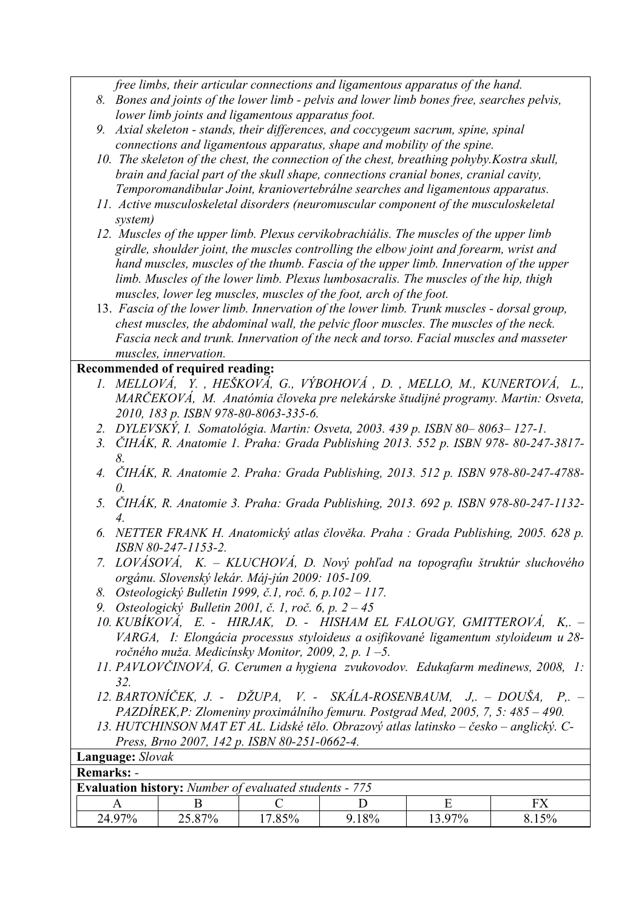*free limbs, their articular connections and ligamentous apparatus of the hand.*

8. *Bones and joints of the lower limb - pelvis and lower limb bones free, searches pelvis, lower limb joints and ligamentous apparatus foot.*
9. *Axial skeleton - stands, their differences, and coccygeum sacrum, spine, spinal connections and ligamentous apparatus, shape and mobility of the spine.*
10. *The skeleton of the chest, the connection of the chest, breathing pohyby.Kostra skull, brain and facial part of the skull shape, connections cranial bones, cranial cavity, Temporomandibular Joint, kraniovertebrálne searches and ligamentous apparatus.*
11. *Active musculoskeletal disorders (neuromuscular component of the musculoskeletal system)*
12. *Muscles of the upper limb. Plexus cervikobrachiális. The muscles of the upper limb girdle, shoulder joint, the muscles controlling the elbow joint and forearm, wrist and hand muscles, muscles of the thumb. Fascia of the upper limb. Innervation of the upper limb. Muscles of the lower limb. Plexus lumbosacralis. The muscles of the hip, thigh muscles, lower leg muscles, muscles of the foot, arch of the foot.*
13. *Fascia of the lower limb. Innervation of the lower limb. Trunk muscles - dorsal group, chest muscles, the abdominal wall, the pelvic floor muscles. The muscles of the neck. Fascia neck and trunk. Innervation of the neck and torso. Facial muscles and masseter muscles, innervation.*

**Recommended of required reading:**

1. *MELLOVÁ, Y. , HEŠKOVÁ, G., VÝBOHOVÁ , D. , MELLO, M., KUNERTOVÁ, L., MARČEKOVÁ, M. Anatómia človeka pre nelekárske študijné programy. Martin: Osveta, 2010, 183 p. ISBN 978-80-8063-335-6.*
2. *DYLEVSKÝ, I. Somatológia. Martin: Osveta, 2003. 439 p. ISBN 80– 8063– 127-1.*
3. *ČIHÁK, R. Anatomie 1. Praha: Grada Publishing 2013. 552 p. ISBN 978- 80-247-3817-8.*
4. *ČIHÁK, R. Anatomie 2. Praha: Grada Publishing, 2013. 512 p. ISBN 978-80-247-4788-0.*
5. *ČIHÁK, R. Anatomie 3. Praha: Grada Publishing, 2013. 692 p. ISBN 978-80-247-1132-4.*
6. *NETTER FRANK H. Anatomický atlas člověka. Praha : Grada Publishing, 2005. 628 p. ISBN 80-247-1153-2.*
7. *LOVÁSOVÁ, K. – KLUCHOVÁ, D. Nový pohľad na topografiu štruktúr sluchového orgánu. Slovenský lekár. Máj-jún 2009: 105-109.*
8. *Osteologický Bulletin 1999, č.1, roč. 6, p.102 – 117.*
9. *Osteologický Bulletin 2001, č. 1, roč. 6, p. 2 – 45*
10. *KUBÍKOVÁ, E. - HIRJAK, D. - HISHAM EL FALOUGY, GMITTEROVÁ, K,. – VARGA, I: Elongácia processus styloideus a osifikované ligamentum styloideum u 28-ročného muža. Medicínsky Monitor, 2009, 2, p. 1 –5.*
11. *PAVLOVČINOVÁ, G. Cerumen a hygiena zvukovodov. Edukafarm medinews, 2008, 1: 32.*
12. *BARTONÍČEK, J. - DŽUPA, V. - SKÁLA-ROSENBAUM, J,. – DOUŠA, P,. – PAZDÍREK,P: Zlomeniny proximálního femuru. Postgrad Med, 2005, 7, 5: 485 – 490.*
13. *HUTCHINSON MAT ET AL. Lidské tělo. Obrazový atlas latinsko – česko – anglický. C-Press, Brno 2007, 142 p. ISBN 80-251-0662-4.*

**Language:** *Slovak*

**Remarks:** -

**Evaluation history:** *Number of evaluated students - 775*

| A | B | C | D | E | FX |
|---|---|---|---|---|---|
| 24.97% | 25.87% | 17.85% | 9.18% | 13.97% | 8.15% |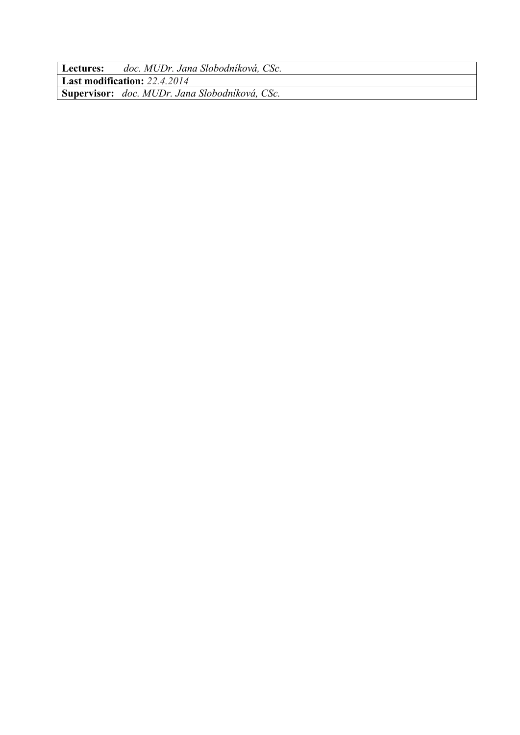| | |
|---|---|
| **Lectures:** | *doc. MUDr. Jana Slobodníková, CSc.* |
| **Last modification:** *22.4.2014* | |
| **Supervisor:** *doc. MUDr. Jana Slobodníková, CSc.* | |